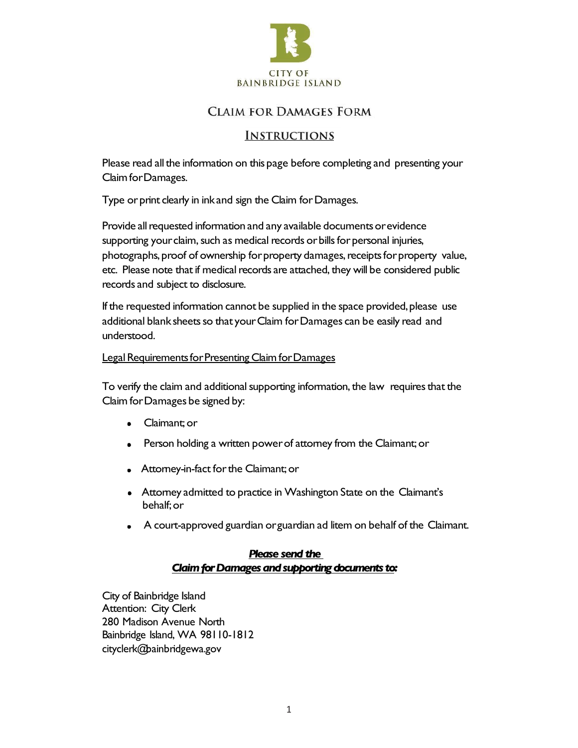CITY OF
BAINBRIDGE ISLAND

# Claim for Damages Form

## Instructions

Please read all the information on this page before completing and presenting your Claim for Damages.

Type or print clearly in ink and sign the Claim for Damages.

Provide all requested information and any available documents or evidence supporting your claim, such as medical records or bills for personal injuries, photographs, proof of ownership for property damages, receipts for property value, etc. Please note that if medical records are attached, they will be considered public records and subject to disclosure.

If the requested information cannot be supplied in the space provided, please use additional blank sheets so that your Claim for Damages can be easily read and understood.

Legal Requirements for Presenting Claim for Damages

To verify the claim and additional supporting information, the law requires that the Claim for Damages be signed by:

- Claimant; or
- Person holding a written power of attorney from the Claimant; or
- Attorney-in-fact for the Claimant; or
- Attorney admitted to practice in Washington State on the Claimant's behalf; or
- A court-approved guardian or guardian ad litem on behalf of the Claimant.

***Please send the***
***Claim for Damages and supporting documents to:***

City of Bainbridge Island
Attention: City Clerk
280 Madison Avenue North
Bainbridge Island, WA 98110-1812
cityclerk@bainbridgewa.gov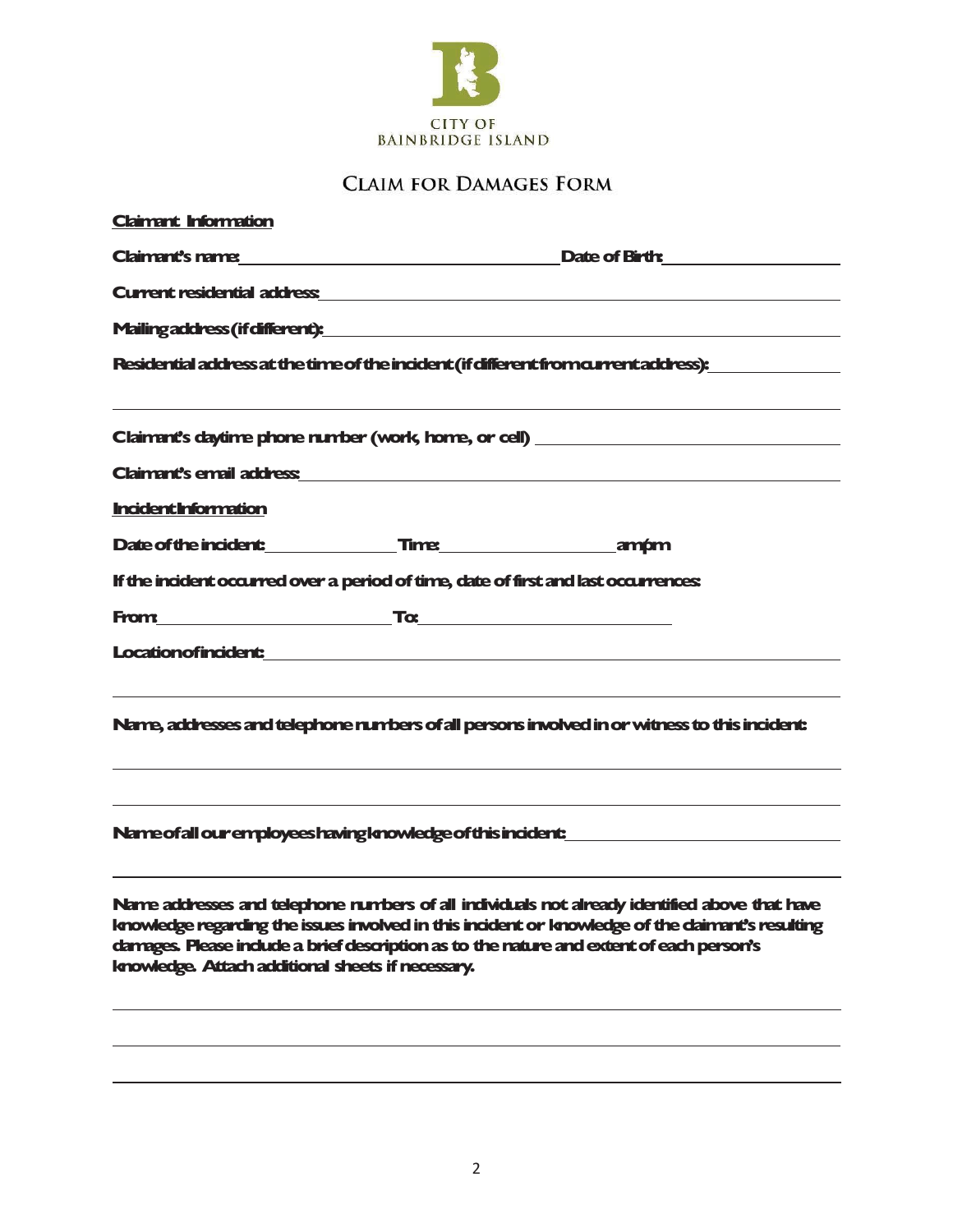CITY OF
BAINBRIDGE ISLAND

# CLAIM FOR DAMAGES FORM

**Claimant Information**

**Claimant's name:** \_\_\_\_\_\_\_\_\_\_\_\_\_\_\_\_\_\_\_\_\_\_\_\_\_\_\_\_\_\_ **Date of Birth:** \_\_\_\_\_\_\_\_\_\_\_\_\_\_\_\_

**Current residential address:** \_\_\_\_\_\_\_\_\_\_\_\_\_\_\_\_\_\_\_\_\_\_\_\_\_\_\_\_\_\_\_\_\_\_\_\_\_\_\_\_\_\_\_\_

**Mailing address (if different):** \_\_\_\_\_\_\_\_\_\_\_\_\_\_\_\_\_\_\_\_\_\_\_\_\_\_\_\_\_\_\_\_\_\_\_\_\_\_\_\_\_\_\_\_

**Residential address at the time of the incident (if different from current address):** \_\_\_\_\_\_\_\_\_\_\_\_

\_\_\_\_\_\_\_\_\_\_\_\_\_\_\_\_\_\_\_\_\_\_\_\_\_\_\_\_\_\_\_\_\_\_\_\_\_\_\_\_\_\_\_\_\_\_\_\_\_\_\_\_\_\_\_\_\_\_\_\_\_\_\_\_\_\_\_\_\_\_\_\_

**Claimant's daytime phone number (work, home, or cell)** \_\_\_\_\_\_\_\_\_\_\_\_\_\_\_\_\_\_\_\_\_\_\_\_\_\_\_\_

**Claimant's email address:** \_\_\_\_\_\_\_\_\_\_\_\_\_\_\_\_\_\_\_\_\_\_\_\_\_\_\_\_\_\_\_\_\_\_\_\_\_\_\_\_\_\_\_\_\_\_\_\_\_\_

**Incident Information**

**Date of the incident:** \_\_\_\_\_\_\_\_\_\_\_\_ **Time:** \_\_\_\_\_\_\_\_\_\_\_\_\_\_\_\_ **am/pm**

**If the incident occurred over a period of time, date of first and last occurrences:**

**From:** \_\_\_\_\_\_\_\_\_\_\_\_\_\_\_\_\_\_\_\_\_\_\_\_ **To:** \_\_\_\_\_\_\_\_\_\_\_\_\_\_\_\_\_\_\_\_\_\_\_\_\_\_

**Location of incident:** \_\_\_\_\_\_\_\_\_\_\_\_\_\_\_\_\_\_\_\_\_\_\_\_\_\_\_\_\_\_\_\_\_\_\_\_\_\_\_\_\_\_\_\_\_\_\_\_\_\_\_\_\_\_

\_\_\_\_\_\_\_\_\_\_\_\_\_\_\_\_\_\_\_\_\_\_\_\_\_\_\_\_\_\_\_\_\_\_\_\_\_\_\_\_\_\_\_\_\_\_\_\_\_\_\_\_\_\_\_\_\_\_\_\_\_\_\_\_\_\_\_\_\_\_\_\_

**Name, addresses and telephone numbers of all persons involved in or witness to this incident:**

\_\_\_\_\_\_\_\_\_\_\_\_\_\_\_\_\_\_\_\_\_\_\_\_\_\_\_\_\_\_\_\_\_\_\_\_\_\_\_\_\_\_\_\_\_\_\_\_\_\_\_\_\_\_\_\_\_\_\_\_\_\_\_\_\_\_\_\_\_\_\_\_

\_\_\_\_\_\_\_\_\_\_\_\_\_\_\_\_\_\_\_\_\_\_\_\_\_\_\_\_\_\_\_\_\_\_\_\_\_\_\_\_\_\_\_\_\_\_\_\_\_\_\_\_\_\_\_\_\_\_\_\_\_\_\_\_\_\_\_\_\_\_\_\_

**Name of all our employees having knowledge of this incident:** \_\_\_\_\_\_\_\_\_\_\_\_\_\_\_\_\_\_\_\_\_\_\_\_\_\_

\_\_\_\_\_\_\_\_\_\_\_\_\_\_\_\_\_\_\_\_\_\_\_\_\_\_\_\_\_\_\_\_\_\_\_\_\_\_\_\_\_\_\_\_\_\_\_\_\_\_\_\_\_\_\_\_\_\_\_\_\_\_\_\_\_\_\_\_\_\_\_\_

**Name addresses and telephone numbers of all individuals not already identified above that have knowledge regarding the issues involved in this incident or knowledge of the claimant's resulting damages. Please include a brief description as to the nature and extent of each person's knowledge. Attach additional sheets if necessary.**

\_\_\_\_\_\_\_\_\_\_\_\_\_\_\_\_\_\_\_\_\_\_\_\_\_\_\_\_\_\_\_\_\_\_\_\_\_\_\_\_\_\_\_\_\_\_\_\_\_\_\_\_\_\_\_\_\_\_\_\_\_\_\_\_\_\_\_\_\_\_\_\_

\_\_\_\_\_\_\_\_\_\_\_\_\_\_\_\_\_\_\_\_\_\_\_\_\_\_\_\_\_\_\_\_\_\_\_\_\_\_\_\_\_\_\_\_\_\_\_\_\_\_\_\_\_\_\_\_\_\_\_\_\_\_\_\_\_\_\_\_\_\_\_\_

\_\_\_\_\_\_\_\_\_\_\_\_\_\_\_\_\_\_\_\_\_\_\_\_\_\_\_\_\_\_\_\_\_\_\_\_\_\_\_\_\_\_\_\_\_\_\_\_\_\_\_\_\_\_\_\_\_\_\_\_\_\_\_\_\_\_\_\_\_\_\_\_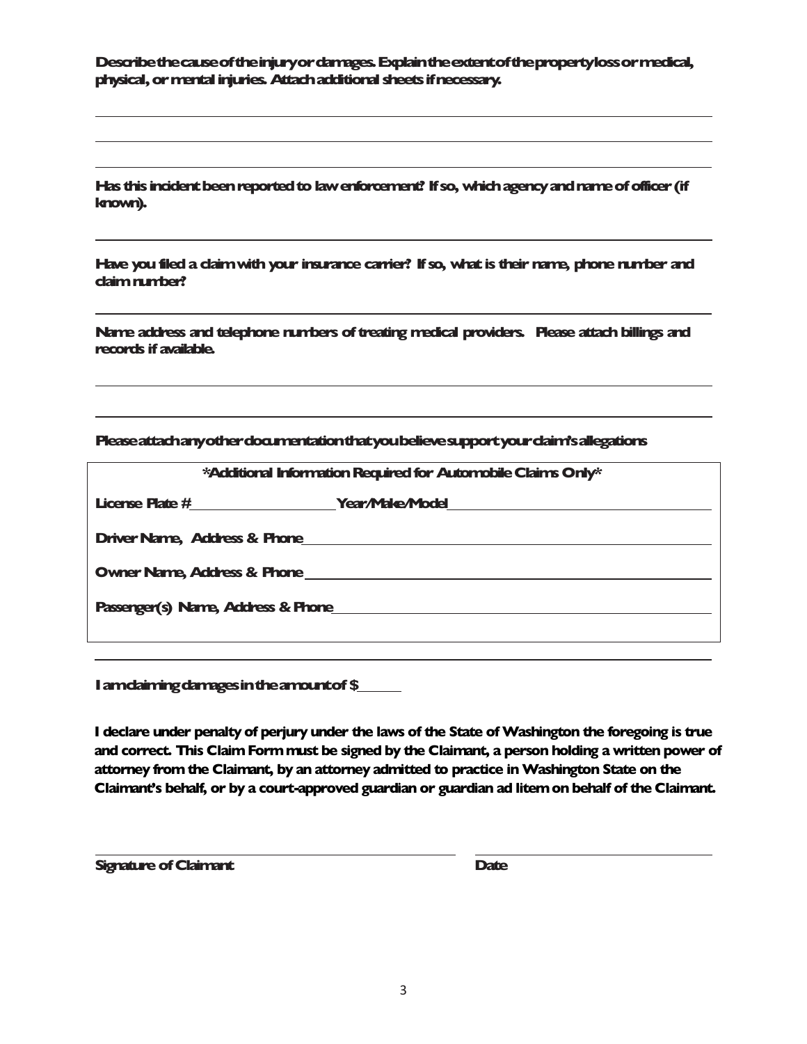**Describe the cause of the injury or damages. Explain the extent of the property loss or medical, physical, or mental injuries. Attach additional sheets if necessary.**

______________________________________________________________________

______________________________________________________________________

______________________________________________________________________

**Has this incident been reported to law enforcement? If so, which agency and name of officer (if known).**

______________________________________________________________________

**Have you filed a claim with your insurance carrier? If so, what is their name, phone number and claim number?**

______________________________________________________________________

**Name address and telephone numbers of treating medical providers. Please attach billings and records if available.**

______________________________________________________________________

______________________________________________________________________

**Please attach any other documentation that you believe support your claim's allegations**

**\*Additional Information Required for Automobile Claims Only\***

**License Plate #**__________________ **Year/Make/Model**______________________________

**Driver Name, Address & Phone**______________________________________________

**Owner Name, Address & Phone**______________________________________________

**Passenger(s) Name, Address & Phone**_________________________________________

______________________________________________________________________

**I am claiming damages in the amount of $**______

**I declare under penalty of perjury under the laws of the State of Washington the foregoing is true and correct. This Claim Form must be signed by the Claimant, a person holding a written power of attorney from the Claimant, by an attorney admitted to practice in Washington State on the Claimant's behalf, or by a court-approved guardian or guardian ad litem on behalf of the Claimant.**

______________________________________ ______________________

**Signature of Claimant** **Date**